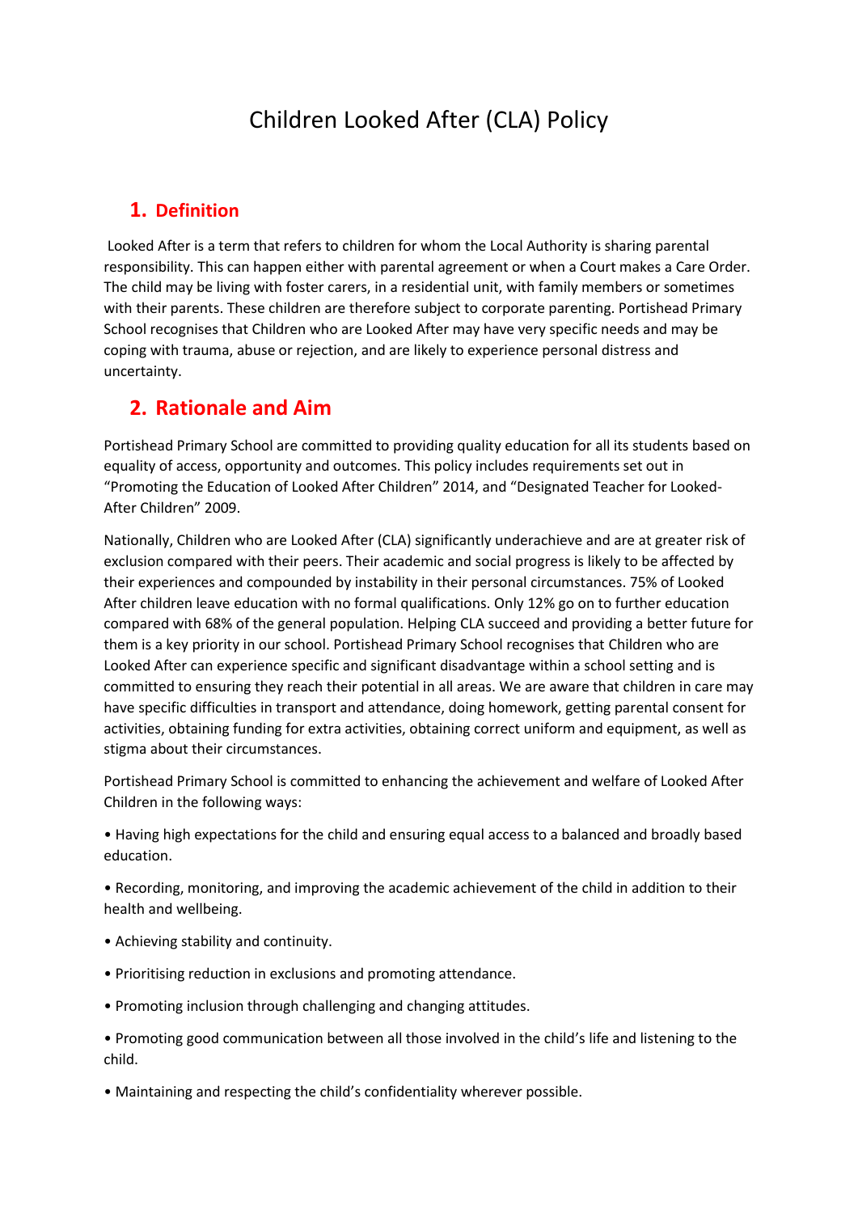# Children Looked After (CLA) Policy

## 1. Definition

Looked After is a term that refers to children for whom the Local Authority is sharing parental responsibility. This can happen either with parental agreement or when a Court makes a Care Order. The child may be living with foster carers, in a residential unit, with family members or sometimes with their parents. These children are therefore subject to corporate parenting. Portishead Primary School recognises that Children who are Looked After may have very specific needs and may be coping with trauma, abuse or rejection, and are likely to experience personal distress and uncertainty.

## 2. Rationale and Aim

Portishead Primary School are committed to providing quality education for all its students based on equality of access, opportunity and outcomes. This policy includes requirements set out in "Promoting the Education of Looked After Children" 2014, and "Designated Teacher for Looked-After Children" 2009.

Nationally, Children who are Looked After (CLA) significantly underachieve and are at greater risk of exclusion compared with their peers. Their academic and social progress is likely to be affected by their experiences and compounded by instability in their personal circumstances. 75% of Looked After children leave education with no formal qualifications. Only 12% go on to further education compared with 68% of the general population. Helping CLA succeed and providing a better future for them is a key priority in our school. Portishead Primary School recognises that Children who are Looked After can experience specific and significant disadvantage within a school setting and is committed to ensuring they reach their potential in all areas. We are aware that children in care may have specific difficulties in transport and attendance, doing homework, getting parental consent for activities, obtaining funding for extra activities, obtaining correct uniform and equipment, as well as stigma about their circumstances.

Portishead Primary School is committed to enhancing the achievement and welfare of Looked After Children in the following ways:

- Having high expectations for the child and ensuring equal access to a balanced and broadly based education.
- Recording, monitoring, and improving the academic achievement of the child in addition to their health and wellbeing.
- Achieving stability and continuity.
- Prioritising reduction in exclusions and promoting attendance.
- Promoting inclusion through challenging and changing attitudes.
- Promoting good communication between all those involved in the child's life and listening to the child.
- Maintaining and respecting the child's confidentiality wherever possible.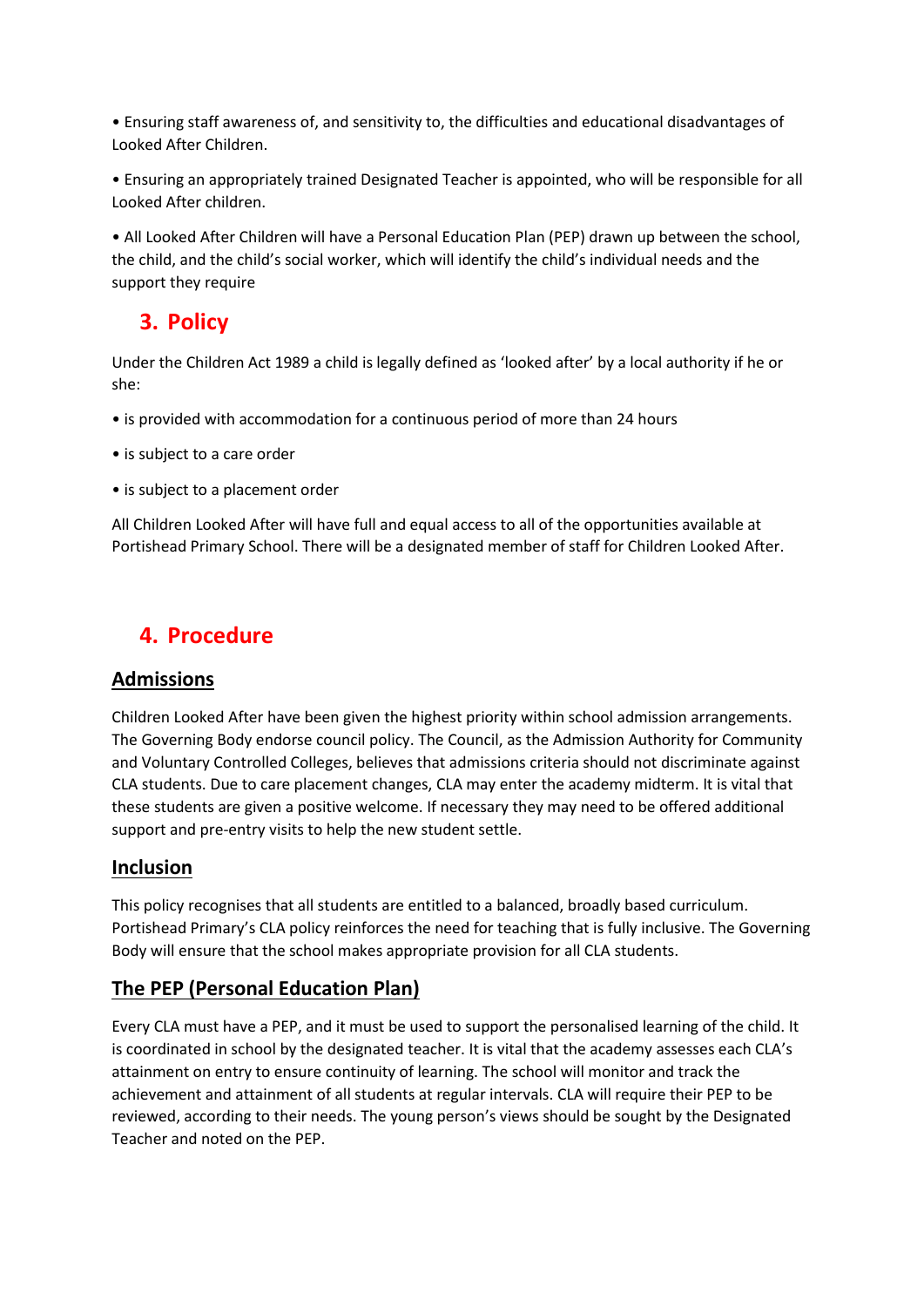• Ensuring staff awareness of, and sensitivity to, the difficulties and educational disadvantages of Looked After Children.

• Ensuring an appropriately trained Designated Teacher is appointed, who will be responsible for all Looked After children.

• All Looked After Children will have a Personal Education Plan (PEP) drawn up between the school, the child, and the child's social worker, which will identify the child's individual needs and the support they require

## 3. Policy

Under the Children Act 1989 a child is legally defined as 'looked after' by a local authority if he or she:

• is provided with accommodation for a continuous period of more than 24 hours

• is subject to a care order

• is subject to a placement order

All Children Looked After will have full and equal access to all of the opportunities available at Portishead Primary School. There will be a designated member of staff for Children Looked After.

## 4. Procedure

### Admissions

Children Looked After have been given the highest priority within school admission arrangements. The Governing Body endorse council policy. The Council, as the Admission Authority for Community and Voluntary Controlled Colleges, believes that admissions criteria should not discriminate against CLA students. Due to care placement changes, CLA may enter the academy midterm. It is vital that these students are given a positive welcome. If necessary they may need to be offered additional support and pre-entry visits to help the new student settle.

### Inclusion

This policy recognises that all students are entitled to a balanced, broadly based curriculum. Portishead Primary's CLA policy reinforces the need for teaching that is fully inclusive. The Governing Body will ensure that the school makes appropriate provision for all CLA students.

### The PEP (Personal Education Plan)

Every CLA must have a PEP, and it must be used to support the personalised learning of the child. It is coordinated in school by the designated teacher. It is vital that the academy assesses each CLA's attainment on entry to ensure continuity of learning. The school will monitor and track the achievement and attainment of all students at regular intervals. CLA will require their PEP to be reviewed, according to their needs. The young person's views should be sought by the Designated Teacher and noted on the PEP.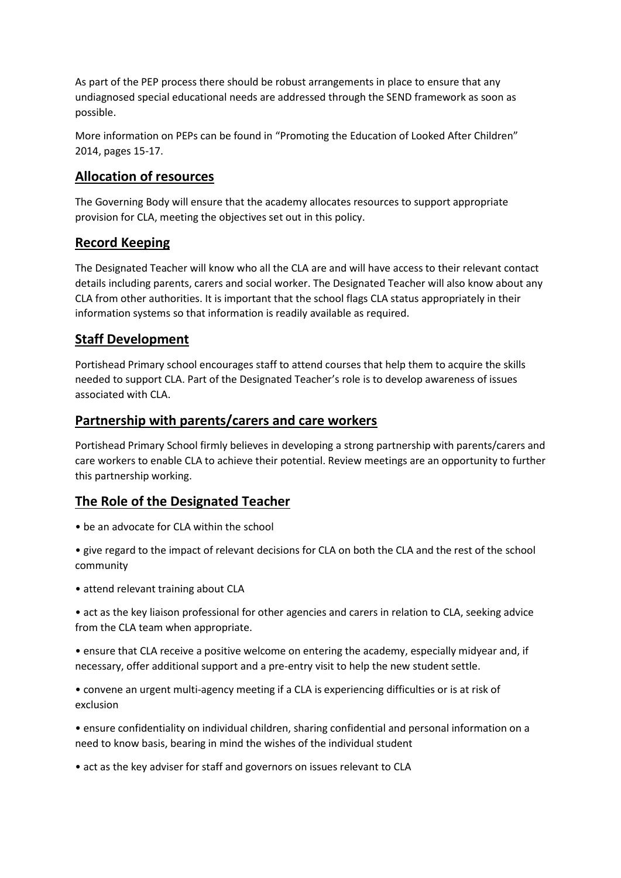As part of the PEP process there should be robust arrangements in place to ensure that any undiagnosed special educational needs are addressed through the SEND framework as soon as possible.

More information on PEPs can be found in "Promoting the Education of Looked After Children" 2014, pages 15-17.

## Allocation of resources

The Governing Body will ensure that the academy allocates resources to support appropriate provision for CLA, meeting the objectives set out in this policy.

## Record Keeping

The Designated Teacher will know who all the CLA are and will have access to their relevant contact details including parents, carers and social worker. The Designated Teacher will also know about any CLA from other authorities. It is important that the school flags CLA status appropriately in their information systems so that information is readily available as required.

## Staff Development

Portishead Primary school encourages staff to attend courses that help them to acquire the skills needed to support CLA. Part of the Designated Teacher's role is to develop awareness of issues associated with CLA.

## Partnership with parents/carers and care workers

Portishead Primary School firmly believes in developing a strong partnership with parents/carers and care workers to enable CLA to achieve their potential. Review meetings are an opportunity to further this partnership working.

## The Role of the Designated Teacher

- be an advocate for CLA within the school
- give regard to the impact of relevant decisions for CLA on both the CLA and the rest of the school community
- attend relevant training about CLA
- act as the key liaison professional for other agencies and carers in relation to CLA, seeking advice from the CLA team when appropriate.
- ensure that CLA receive a positive welcome on entering the academy, especially midyear and, if necessary, offer additional support and a pre-entry visit to help the new student settle.
- convene an urgent multi-agency meeting if a CLA is experiencing difficulties or is at risk of exclusion
- ensure confidentiality on individual children, sharing confidential and personal information on a need to know basis, bearing in mind the wishes of the individual student
- act as the key adviser for staff and governors on issues relevant to CLA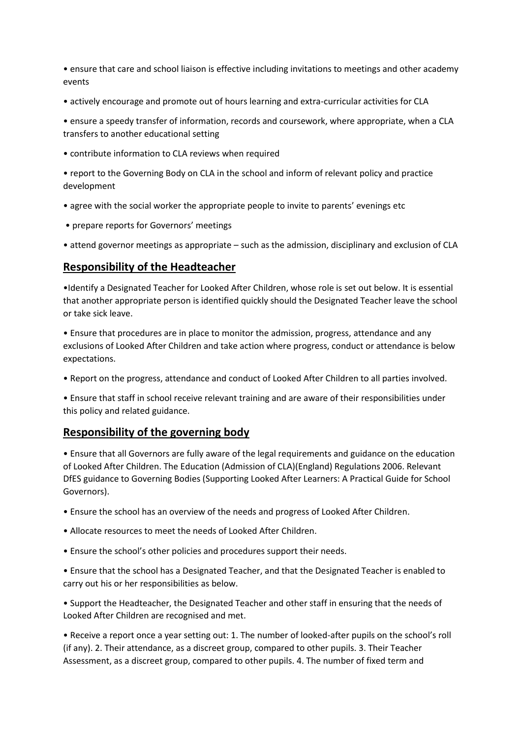- ensure that care and school liaison is effective including invitations to meetings and other academy events
- actively encourage and promote out of hours learning and extra-curricular activities for CLA
- ensure a speedy transfer of information, records and coursework, where appropriate, when a CLA transfers to another educational setting
- contribute information to CLA reviews when required
- report to the Governing Body on CLA in the school and inform of relevant policy and practice development
- agree with the social worker the appropriate people to invite to parents' evenings etc
- prepare reports for Governors' meetings
- attend governor meetings as appropriate – such as the admission, disciplinary and exclusion of CLA

## Responsibility of the Headteacher

- Identify a Designated Teacher for Looked After Children, whose role is set out below. It is essential that another appropriate person is identified quickly should the Designated Teacher leave the school or take sick leave.
- Ensure that procedures are in place to monitor the admission, progress, attendance and any exclusions of Looked After Children and take action where progress, conduct or attendance is below expectations.
- Report on the progress, attendance and conduct of Looked After Children to all parties involved.
- Ensure that staff in school receive relevant training and are aware of their responsibilities under this policy and related guidance.

## Responsibility of the governing body

- Ensure that all Governors are fully aware of the legal requirements and guidance on the education of Looked After Children. The Education (Admission of CLA)(England) Regulations 2006. Relevant DfES guidance to Governing Bodies (Supporting Looked After Learners: A Practical Guide for School Governors).
- Ensure the school has an overview of the needs and progress of Looked After Children.
- Allocate resources to meet the needs of Looked After Children.
- Ensure the school's other policies and procedures support their needs.
- Ensure that the school has a Designated Teacher, and that the Designated Teacher is enabled to carry out his or her responsibilities as below.
- Support the Headteacher, the Designated Teacher and other staff in ensuring that the needs of Looked After Children are recognised and met.
- Receive a report once a year setting out: 1. The number of looked-after pupils on the school's roll (if any). 2. Their attendance, as a discreet group, compared to other pupils. 3. Their Teacher Assessment, as a discreet group, compared to other pupils. 4. The number of fixed term and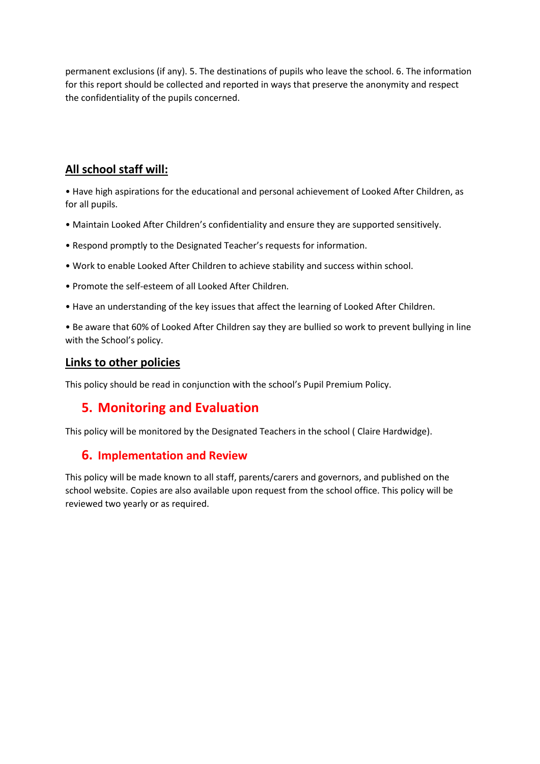permanent exclusions (if any). 5. The destinations of pupils who leave the school. 6. The information for this report should be collected and reported in ways that preserve the anonymity and respect the confidentiality of the pupils concerned.

## All school staff will:

- Have high aspirations for the educational and personal achievement of Looked After Children, as for all pupils.
- Maintain Looked After Children's confidentiality and ensure they are supported sensitively.
- Respond promptly to the Designated Teacher's requests for information.
- Work to enable Looked After Children to achieve stability and success within school.
- Promote the self-esteem of all Looked After Children.
- Have an understanding of the key issues that affect the learning of Looked After Children.
- Be aware that 60% of Looked After Children say they are bullied so work to prevent bullying in line with the School's policy.

## Links to other policies

This policy should be read in conjunction with the school's Pupil Premium Policy.

## 5. Monitoring and Evaluation

This policy will be monitored by the Designated Teachers in the school ( Claire Hardwidge).

## 6. Implementation and Review

This policy will be made known to all staff, parents/carers and governors, and published on the school website. Copies are also available upon request from the school office. This policy will be reviewed two yearly or as required.